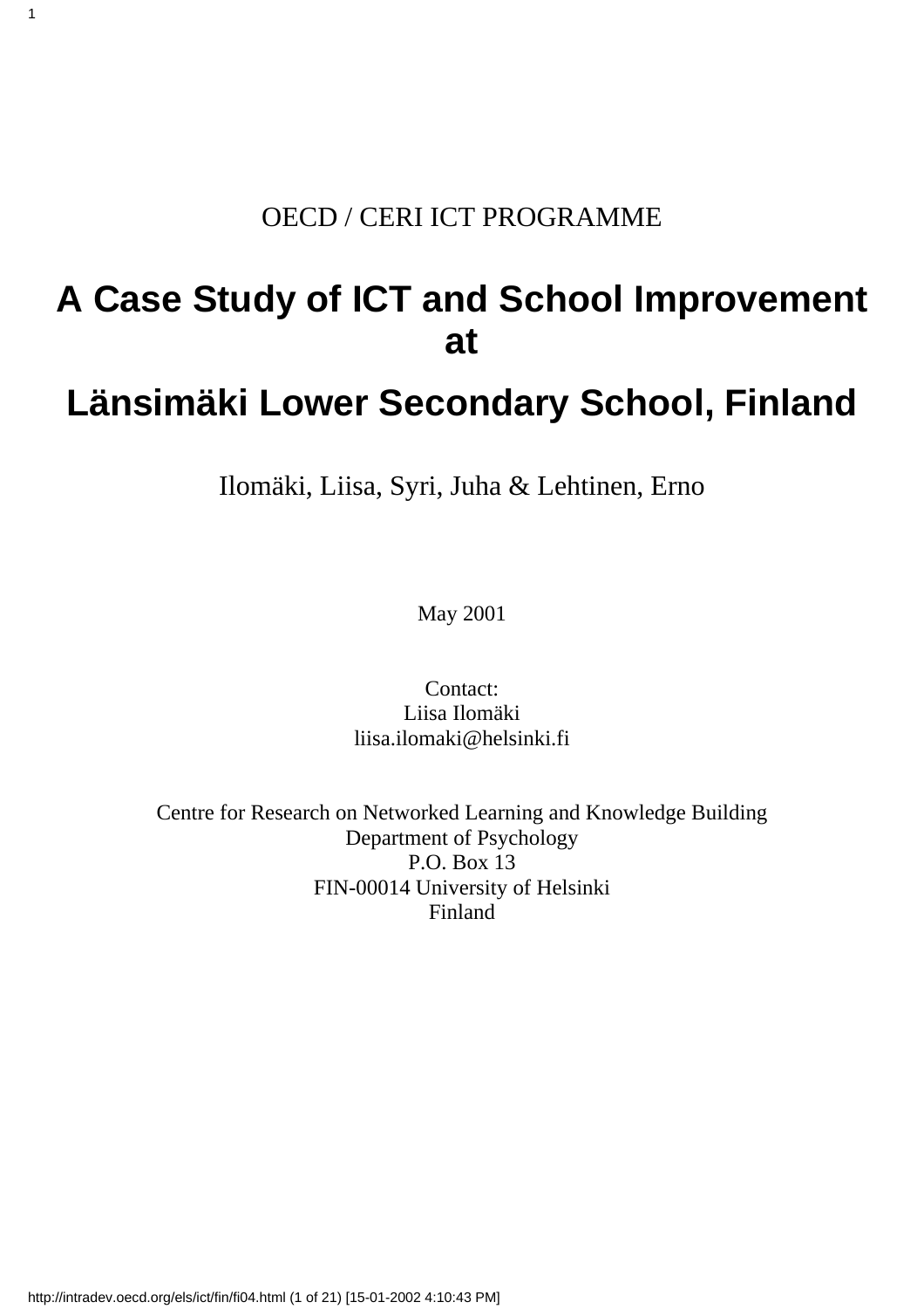OECD / CERI ICT PROGRAMME

# A Case Study of ICT and School Improvement at Länsimäki Lower Secondary School, Finland

Ilomäki, Liisa, Syri, Juha & Lehtinen, Erno

May 2001

Contact:
Liisa Ilomäki
liisa.ilomaki@helsinki.fi

Centre for Research on Networked Learning and Knowledge Building
Department of Psychology
P.O. Box 13
FIN-00014 University of Helsinki
Finland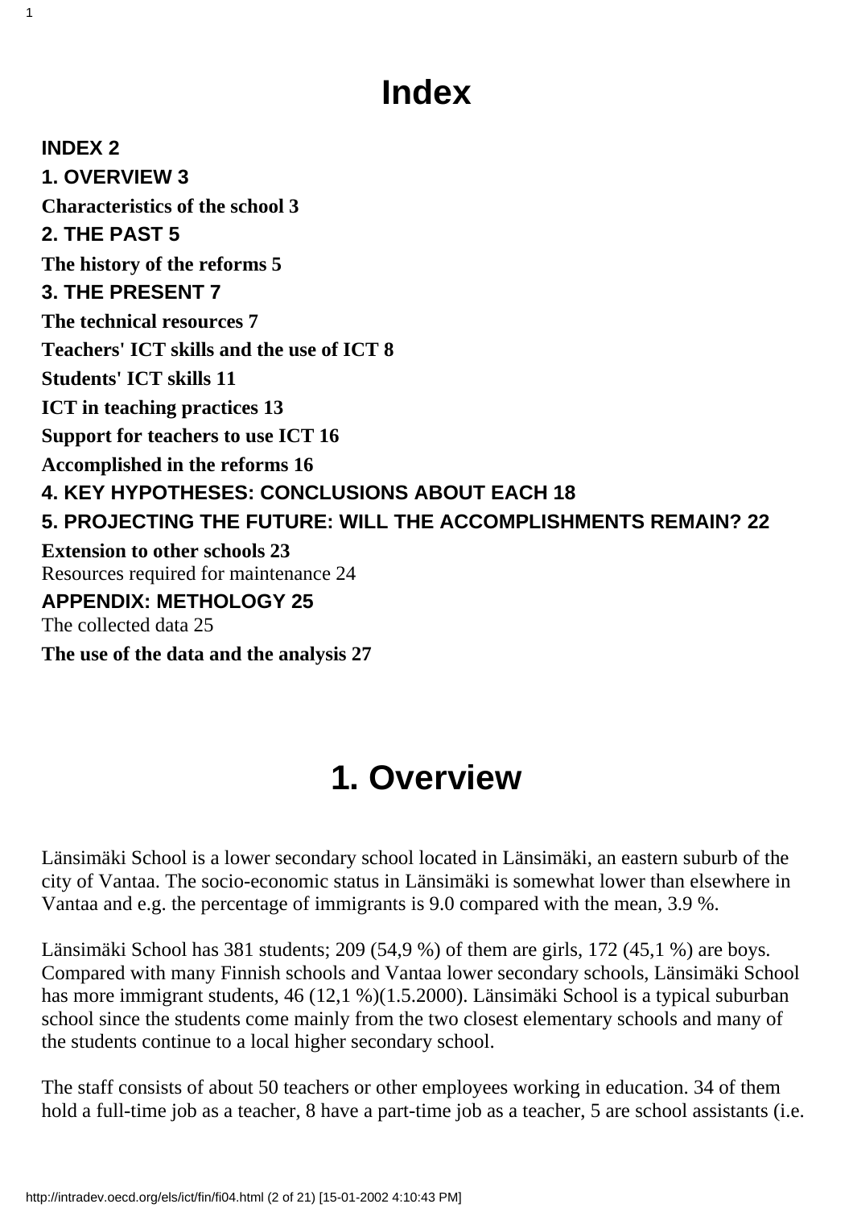# Index

**INDEX 2**

**1. OVERVIEW 3**

**Characteristics of the school 3**

**2. THE PAST 5**

**The history of the reforms 5**

**3. THE PRESENT 7**

**The technical resources 7**

**Teachers' ICT skills and the use of ICT 8**

**Students' ICT skills 11**

**ICT in teaching practices 13**

**Support for teachers to use ICT 16**

**Accomplished in the reforms 16**

**4. KEY HYPOTHESES: CONCLUSIONS ABOUT EACH 18**

**5. PROJECTING THE FUTURE: WILL THE ACCOMPLISHMENTS REMAIN? 22**

**Extension to other schools 23**

Resources required for maintenance 24

**APPENDIX: METHOLOGY 25**

The collected data 25

**The use of the data and the analysis 27**

# 1. Overview

Länsimäki School is a lower secondary school located in Länsimäki, an eastern suburb of the city of Vantaa. The socio-economic status in Länsimäki is somewhat lower than elsewhere in Vantaa and e.g. the percentage of immigrants is 9.0 compared with the mean, 3.9 %.

Länsimäki School has 381 students; 209 (54,9 %) of them are girls, 172 (45,1 %) are boys. Compared with many Finnish schools and Vantaa lower secondary schools, Länsimäki School has more immigrant students, 46 (12,1 %)(1.5.2000). Länsimäki School is a typical suburban school since the students come mainly from the two closest elementary schools and many of the students continue to a local higher secondary school.

The staff consists of about 50 teachers or other employees working in education. 34 of them hold a full-time job as a teacher, 8 have a part-time job as a teacher, 5 are school assistants (i.e.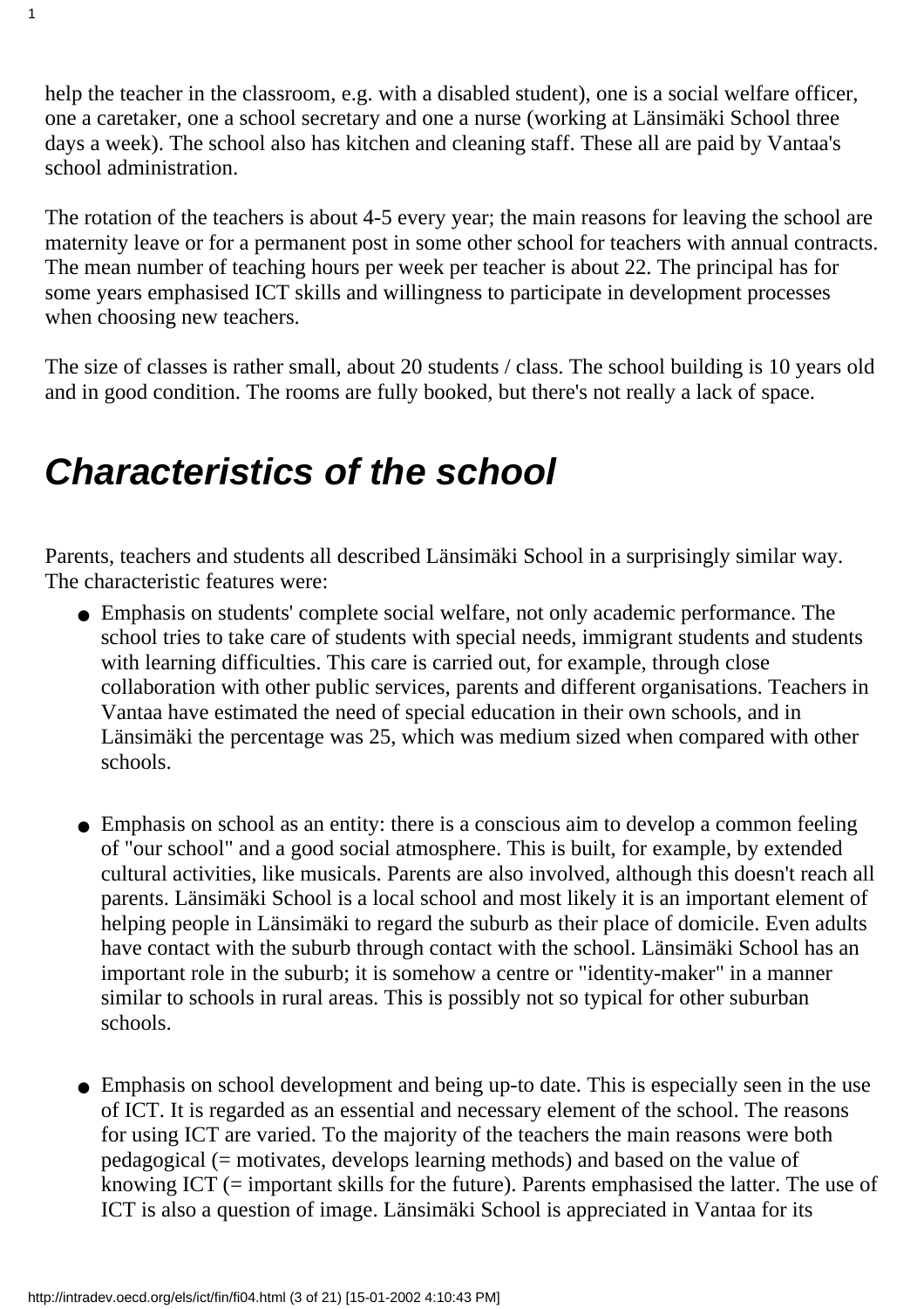help the teacher in the classroom, e.g. with a disabled student), one is a social welfare officer, one a caretaker, one a school secretary and one a nurse (working at Länsimäki School three days a week). The school also has kitchen and cleaning staff. These all are paid by Vantaa's school administration.

The rotation of the teachers is about 4-5 every year; the main reasons for leaving the school are maternity leave or for a permanent post in some other school for teachers with annual contracts. The mean number of teaching hours per week per teacher is about 22. The principal has for some years emphasised ICT skills and willingness to participate in development processes when choosing new teachers.

The size of classes is rather small, about 20 students / class. The school building is 10 years old and in good condition. The rooms are fully booked, but there's not really a lack of space.

## *Characteristics of the school*

Parents, teachers and students all described Länsimäki School in a surprisingly similar way. The characteristic features were:

- Emphasis on students' complete social welfare, not only academic performance. The school tries to take care of students with special needs, immigrant students and students with learning difficulties. This care is carried out, for example, through close collaboration with other public services, parents and different organisations. Teachers in Vantaa have estimated the need of special education in their own schools, and in Länsimäki the percentage was 25, which was medium sized when compared with other schools.

- Emphasis on school as an entity: there is a conscious aim to develop a common feeling of "our school" and a good social atmosphere. This is built, for example, by extended cultural activities, like musicals. Parents are also involved, although this doesn't reach all parents. Länsimäki School is a local school and most likely it is an important element of helping people in Länsimäki to regard the suburb as their place of domicile. Even adults have contact with the suburb through contact with the school. Länsimäki School has an important role in the suburb; it is somehow a centre or "identity-maker" in a manner similar to schools in rural areas. This is possibly not so typical for other suburban schools.

- Emphasis on school development and being up-to date. This is especially seen in the use of ICT. It is regarded as an essential and necessary element of the school. The reasons for using ICT are varied. To the majority of the teachers the main reasons were both pedagogical (= motivates, develops learning methods) and based on the value of knowing ICT (= important skills for the future). Parents emphasised the latter. The use of ICT is also a question of image. Länsimäki School is appreciated in Vantaa for its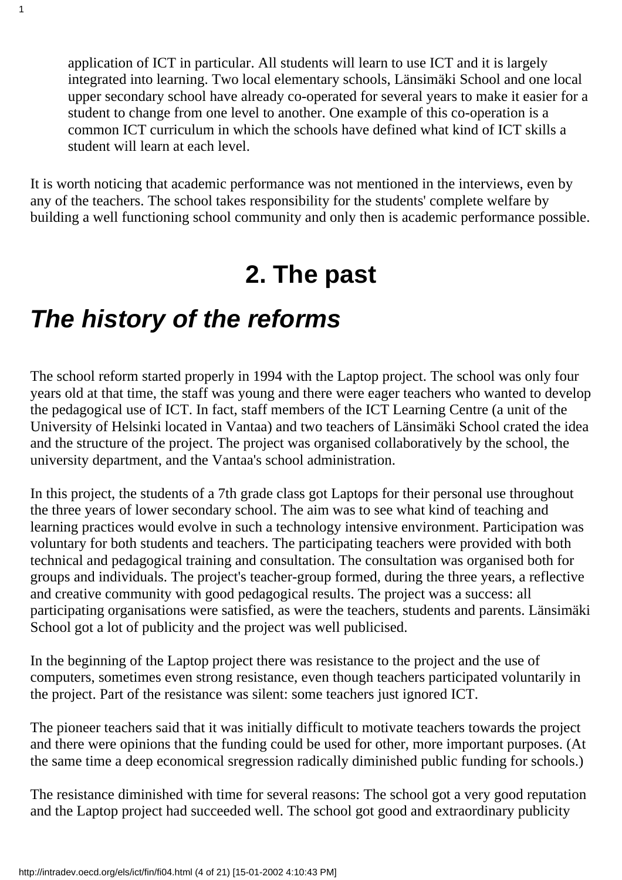application of ICT in particular. All students will learn to use ICT and it is largely integrated into learning. Two local elementary schools, Länsimäki School and one local upper secondary school have already co-operated for several years to make it easier for a student to change from one level to another. One example of this co-operation is a common ICT curriculum in which the schools have defined what kind of ICT skills a student will learn at each level.

It is worth noticing that academic performance was not mentioned in the interviews, even by any of the teachers. The school takes responsibility for the students' complete welfare by building a well functioning school community and only then is academic performance possible.

# 2. The past

## *The history of the reforms*

The school reform started properly in 1994 with the Laptop project. The school was only four years old at that time, the staff was young and there were eager teachers who wanted to develop the pedagogical use of ICT. In fact, staff members of the ICT Learning Centre (a unit of the University of Helsinki located in Vantaa) and two teachers of Länsimäki School crated the idea and the structure of the project. The project was organised collaboratively by the school, the university department, and the Vantaa's school administration.

In this project, the students of a 7th grade class got Laptops for their personal use throughout the three years of lower secondary school. The aim was to see what kind of teaching and learning practices would evolve in such a technology intensive environment. Participation was voluntary for both students and teachers. The participating teachers were provided with both technical and pedagogical training and consultation. The consultation was organised both for groups and individuals. The project's teacher-group formed, during the three years, a reflective and creative community with good pedagogical results. The project was a success: all participating organisations were satisfied, as were the teachers, students and parents. Länsimäki School got a lot of publicity and the project was well publicised.

In the beginning of the Laptop project there was resistance to the project and the use of computers, sometimes even strong resistance, even though teachers participated voluntarily in the project. Part of the resistance was silent: some teachers just ignored ICT.

The pioneer teachers said that it was initially difficult to motivate teachers towards the project and there were opinions that the funding could be used for other, more important purposes. (At the same time a deep economical sregression radically diminished public funding for schools.)

The resistance diminished with time for several reasons: The school got a very good reputation and the Laptop project had succeeded well. The school got good and extraordinary publicity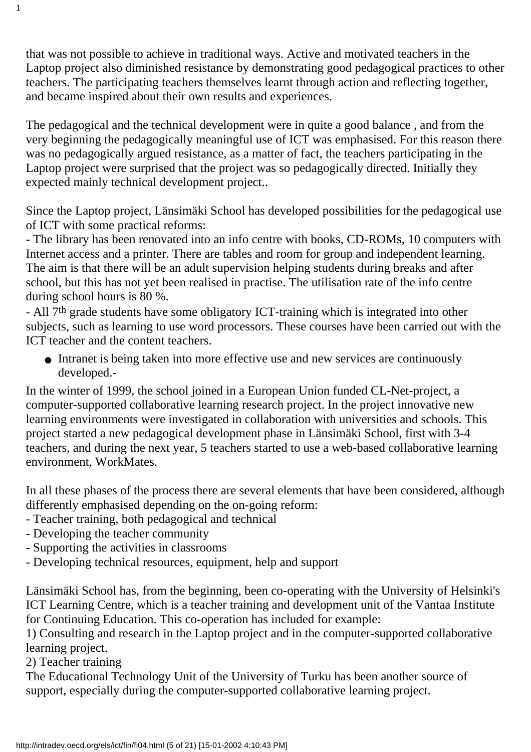that was not possible to achieve in traditional ways. Active and motivated teachers in the Laptop project also diminished resistance by demonstrating good pedagogical practices to other teachers. The participating teachers themselves learnt through action and reflecting together, and became inspired about their own results and experiences.

The pedagogical and the technical development were in quite a good balance , and from the very beginning the pedagogically meaningful use of ICT was emphasised. For this reason there was no pedagogically argued resistance, as a matter of fact, the teachers participating in the Laptop project were surprised that the project was so pedagogically directed. Initially they expected mainly technical development project..

Since the Laptop project, Länsimäki School has developed possibilities for the pedagogical use of ICT with some practical reforms:
- The library has been renovated into an info centre with books, CD-ROMs, 10 computers with Internet access and a printer. There are tables and room for group and independent learning. The aim is that there will be an adult supervision helping students during breaks and after school, but this has not yet been realised in practise. The utilisation rate of the info centre during school hours is 80 %.
- All 7th grade students have some obligatory ICT-training which is integrated into other subjects, such as learning to use word processors. These courses have been carried out with the ICT teacher and the content teachers.

- Intranet is being taken into more effective use and new services are continuously developed.-

In the winter of 1999, the school joined in a European Union funded CL-Net-project, a computer-supported collaborative learning research project. In the project innovative new learning environments were investigated in collaboration with universities and schools. This project started a new pedagogical development phase in Länsimäki School, first with 3-4 teachers, and during the next year, 5 teachers started to use a web-based collaborative learning environment, WorkMates.

In all these phases of the process there are several elements that have been considered, although differently emphasised depending on the on-going reform:
- Teacher training, both pedagogical and technical
- Developing the teacher community
- Supporting the activities in classrooms
- Developing technical resources, equipment, help and support

Länsimäki School has, from the beginning, been co-operating with the University of Helsinki's ICT Learning Centre, which is a teacher training and development unit of the Vantaa Institute for Continuing Education. This co-operation has included for example:
1) Consulting and research in the Laptop project and in the computer-supported collaborative learning project.
2) Teacher training
The Educational Technology Unit of the University of Turku has been another source of support, especially during the computer-supported collaborative learning project.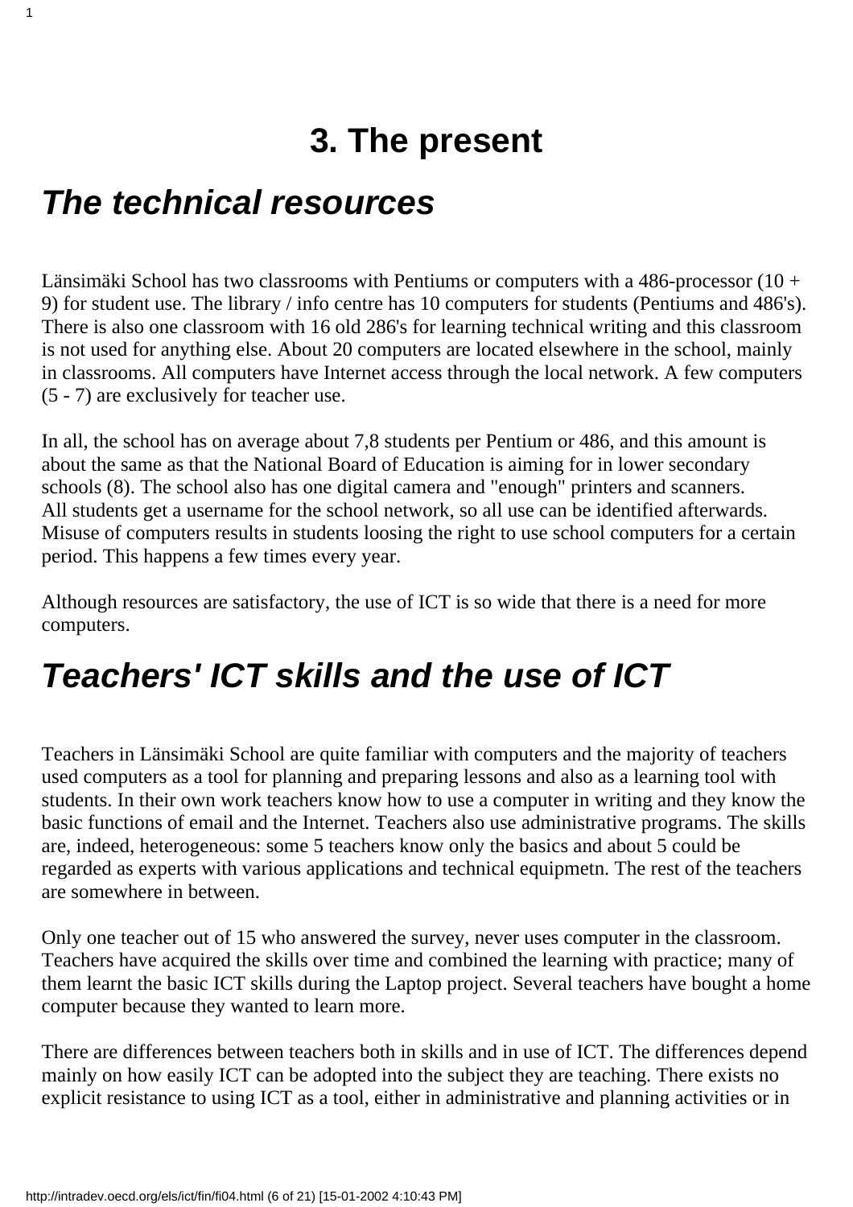# 3. The present

## *The technical resources*

Länsimäki School has two classrooms with Pentiums or computers with a 486-processor (10 + 9) for student use. The library / info centre has 10 computers for students (Pentiums and 486's). There is also one classroom with 16 old 286's for learning technical writing and this classroom is not used for anything else. About 20 computers are located elsewhere in the school, mainly in classrooms. All computers have Internet access through the local network. A few computers (5 - 7) are exclusively for teacher use.

In all, the school has on average about 7,8 students per Pentium or 486, and this amount is about the same as that the National Board of Education is aiming for in lower secondary schools (8). The school also has one digital camera and "enough" printers and scanners. All students get a username for the school network, so all use can be identified afterwards. Misuse of computers results in students loosing the right to use school computers for a certain period. This happens a few times every year.

Although resources are satisfactory, the use of ICT is so wide that there is a need for more computers.

## *Teachers' ICT skills and the use of ICT*

Teachers in Länsimäki School are quite familiar with computers and the majority of teachers used computers as a tool for planning and preparing lessons and also as a learning tool with students. In their own work teachers know how to use a computer in writing and they know the basic functions of email and the Internet. Teachers also use administrative programs. The skills are, indeed, heterogeneous: some 5 teachers know only the basics and about 5 could be regarded as experts with various applications and technical equipmetn. The rest of the teachers are somewhere in between.

Only one teacher out of 15 who answered the survey, never uses computer in the classroom. Teachers have acquired the skills over time and combined the learning with practice; many of them learnt the basic ICT skills during the Laptop project. Several teachers have bought a home computer because they wanted to learn more.

There are differences between teachers both in skills and in use of ICT. The differences depend mainly on how easily ICT can be adopted into the subject they are teaching. There exists no explicit resistance to using ICT as a tool, either in administrative and planning activities or in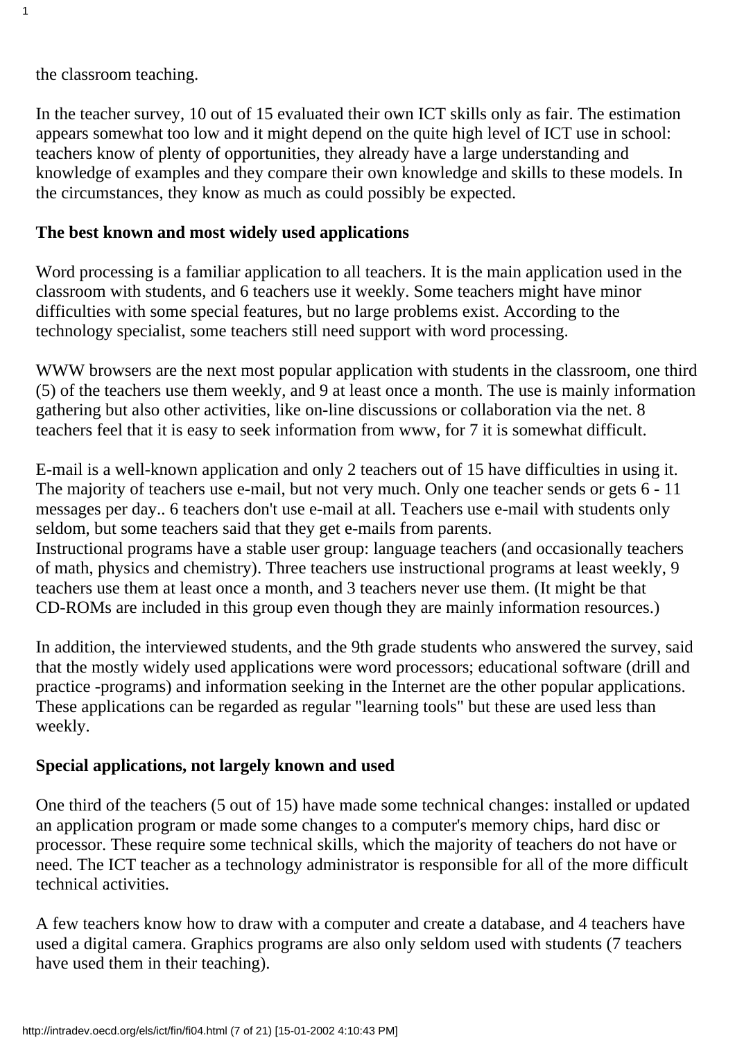the classroom teaching.

In the teacher survey, 10 out of 15 evaluated their own ICT skills only as fair. The estimation appears somewhat too low and it might depend on the quite high level of ICT use in school: teachers know of plenty of opportunities, they already have a large understanding and knowledge of examples and they compare their own knowledge and skills to these models. In the circumstances, they know as much as could possibly be expected.

**The best known and most widely used applications**

Word processing is a familiar application to all teachers. It is the main application used in the classroom with students, and 6 teachers use it weekly. Some teachers might have minor difficulties with some special features, but no large problems exist. According to the technology specialist, some teachers still need support with word processing.

WWW browsers are the next most popular application with students in the classroom, one third (5) of the teachers use them weekly, and 9 at least once a month. The use is mainly information gathering but also other activities, like on-line discussions or collaboration via the net. 8 teachers feel that it is easy to seek information from www, for 7 it is somewhat difficult.

E-mail is a well-known application and only 2 teachers out of 15 have difficulties in using it. The majority of teachers use e-mail, but not very much. Only one teacher sends or gets 6 - 11 messages per day.. 6 teachers don't use e-mail at all. Teachers use e-mail with students only seldom, but some teachers said that they get e-mails from parents.
Instructional programs have a stable user group: language teachers (and occasionally teachers of math, physics and chemistry). Three teachers use instructional programs at least weekly, 9 teachers use them at least once a month, and 3 teachers never use them. (It might be that CD-ROMs are included in this group even though they are mainly information resources.)

In addition, the interviewed students, and the 9th grade students who answered the survey, said that the mostly widely used applications were word processors; educational software (drill and practice -programs) and information seeking in the Internet are the other popular applications. These applications can be regarded as regular "learning tools" but these are used less than weekly.

**Special applications, not largely known and used**

One third of the teachers (5 out of 15) have made some technical changes: installed or updated an application program or made some changes to a computer's memory chips, hard disc or processor. These require some technical skills, which the majority of teachers do not have or need. The ICT teacher as a technology administrator is responsible for all of the more difficult technical activities.

A few teachers know how to draw with a computer and create a database, and 4 teachers have used a digital camera. Graphics programs are also only seldom used with students (7 teachers have used them in their teaching).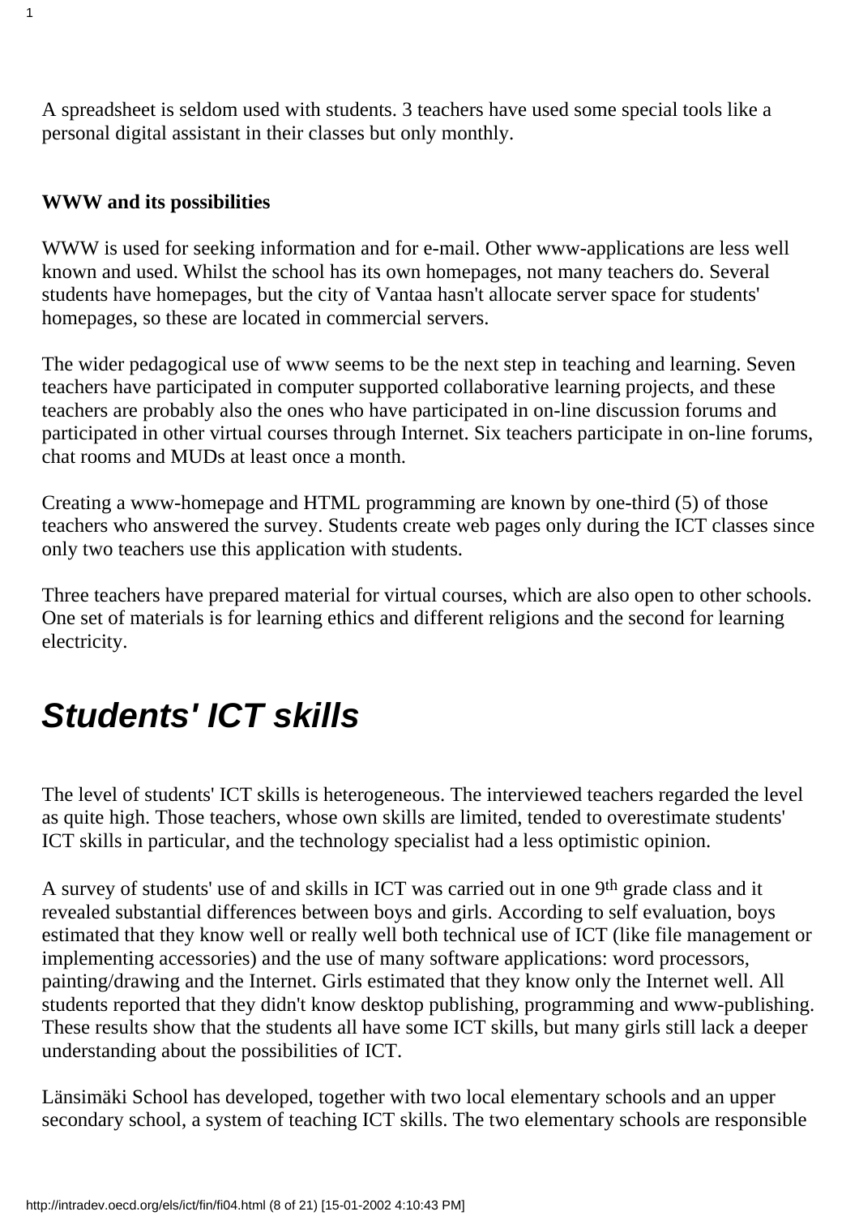A spreadsheet is seldom used with students. 3 teachers have used some special tools like a personal digital assistant in their classes but only monthly.

**WWW and its possibilities**

WWW is used for seeking information and for e-mail. Other www-applications are less well known and used. Whilst the school has its own homepages, not many teachers do. Several students have homepages, but the city of Vantaa hasn't allocate server space for students' homepages, so these are located in commercial servers.

The wider pedagogical use of www seems to be the next step in teaching and learning. Seven teachers have participated in computer supported collaborative learning projects, and these teachers are probably also the ones who have participated in on-line discussion forums and participated in other virtual courses through Internet. Six teachers participate in on-line forums, chat rooms and MUDs at least once a month.

Creating a www-homepage and HTML programming are known by one-third (5) of those teachers who answered the survey. Students create web pages only during the ICT classes since only two teachers use this application with students.

Three teachers have prepared material for virtual courses, which are also open to other schools. One set of materials is for learning ethics and different religions and the second for learning electricity.

## *Students' ICT skills*

The level of students' ICT skills is heterogeneous. The interviewed teachers regarded the level as quite high. Those teachers, whose own skills are limited, tended to overestimate students' ICT skills in particular, and the technology specialist had a less optimistic opinion.

A survey of students' use of and skills in ICT was carried out in one 9th grade class and it revealed substantial differences between boys and girls. According to self evaluation, boys estimated that they know well or really well both technical use of ICT (like file management or implementing accessories) and the use of many software applications: word processors, painting/drawing and the Internet. Girls estimated that they know only the Internet well. All students reported that they didn't know desktop publishing, programming and www-publishing. These results show that the students all have some ICT skills, but many girls still lack a deeper understanding about the possibilities of ICT.

Länsimäki School has developed, together with two local elementary schools and an upper secondary school, a system of teaching ICT skills. The two elementary schools are responsible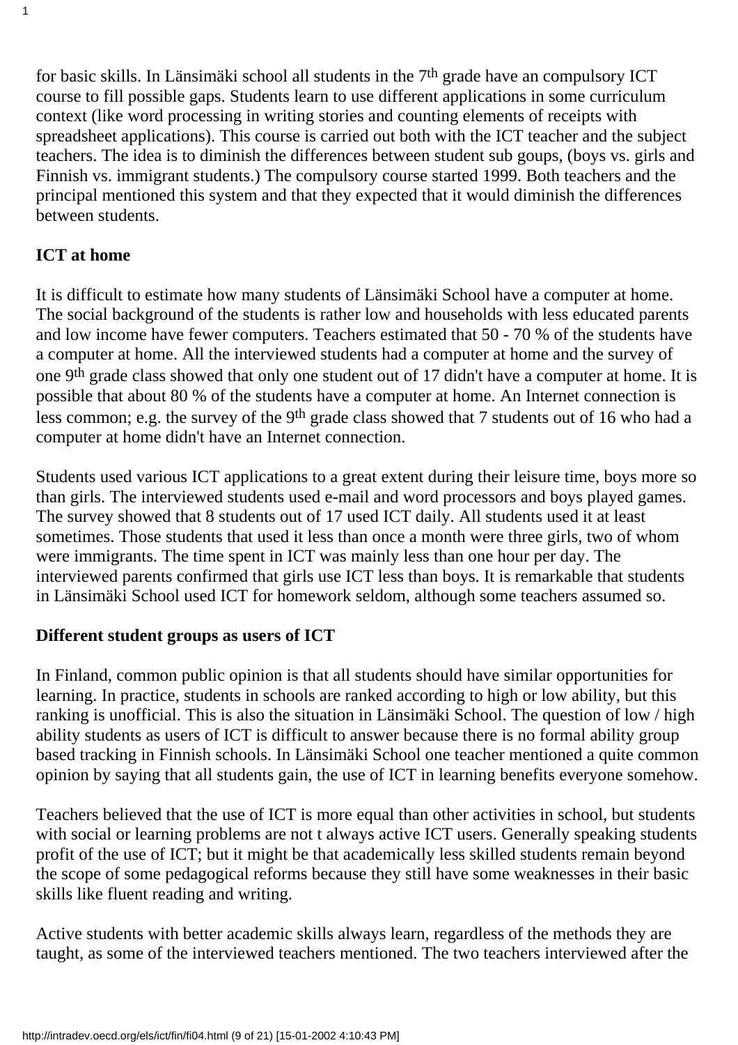for basic skills. In Länsimäki school all students in the 7th grade have an compulsory ICT course to fill possible gaps. Students learn to use different applications in some curriculum context (like word processing in writing stories and counting elements of receipts with spreadsheet applications). This course is carried out both with the ICT teacher and the subject teachers. The idea is to diminish the differences between student sub goups, (boys vs. girls and Finnish vs. immigrant students.) The compulsory course started 1999. Both teachers and the principal mentioned this system and that they expected that it would diminish the differences between students.

**ICT at home**

It is difficult to estimate how many students of Länsimäki School have a computer at home. The social background of the students is rather low and households with less educated parents and low income have fewer computers. Teachers estimated that 50 - 70 % of the students have a computer at home. All the interviewed students had a computer at home and the survey of one 9th grade class showed that only one student out of 17 didn't have a computer at home. It is possible that about 80 % of the students have a computer at home. An Internet connection is less common; e.g. the survey of the 9th grade class showed that 7 students out of 16 who had a computer at home didn't have an Internet connection.

Students used various ICT applications to a great extent during their leisure time, boys more so than girls. The interviewed students used e-mail and word processors and boys played games. The survey showed that 8 students out of 17 used ICT daily. All students used it at least sometimes. Those students that used it less than once a month were three girls, two of whom were immigrants. The time spent in ICT was mainly less than one hour per day. The interviewed parents confirmed that girls use ICT less than boys. It is remarkable that students in Länsimäki School used ICT for homework seldom, although some teachers assumed so.

**Different student groups as users of ICT**

In Finland, common public opinion is that all students should have similar opportunities for learning. In practice, students in schools are ranked according to high or low ability, but this ranking is unofficial. This is also the situation in Länsimäki School. The question of low / high ability students as users of ICT is difficult to answer because there is no formal ability group based tracking in Finnish schools. In Länsimäki School one teacher mentioned a quite common opinion by saying that all students gain, the use of ICT in learning benefits everyone somehow.

Teachers believed that the use of ICT is more equal than other activities in school, but students with social or learning problems are not t always active ICT users. Generally speaking students profit of the use of ICT; but it might be that academically less skilled students remain beyond the scope of some pedagogical reforms because they still have some weaknesses in their basic skills like fluent reading and writing.

Active students with better academic skills always learn, regardless of the methods they are taught, as some of the interviewed teachers mentioned. The two teachers interviewed after the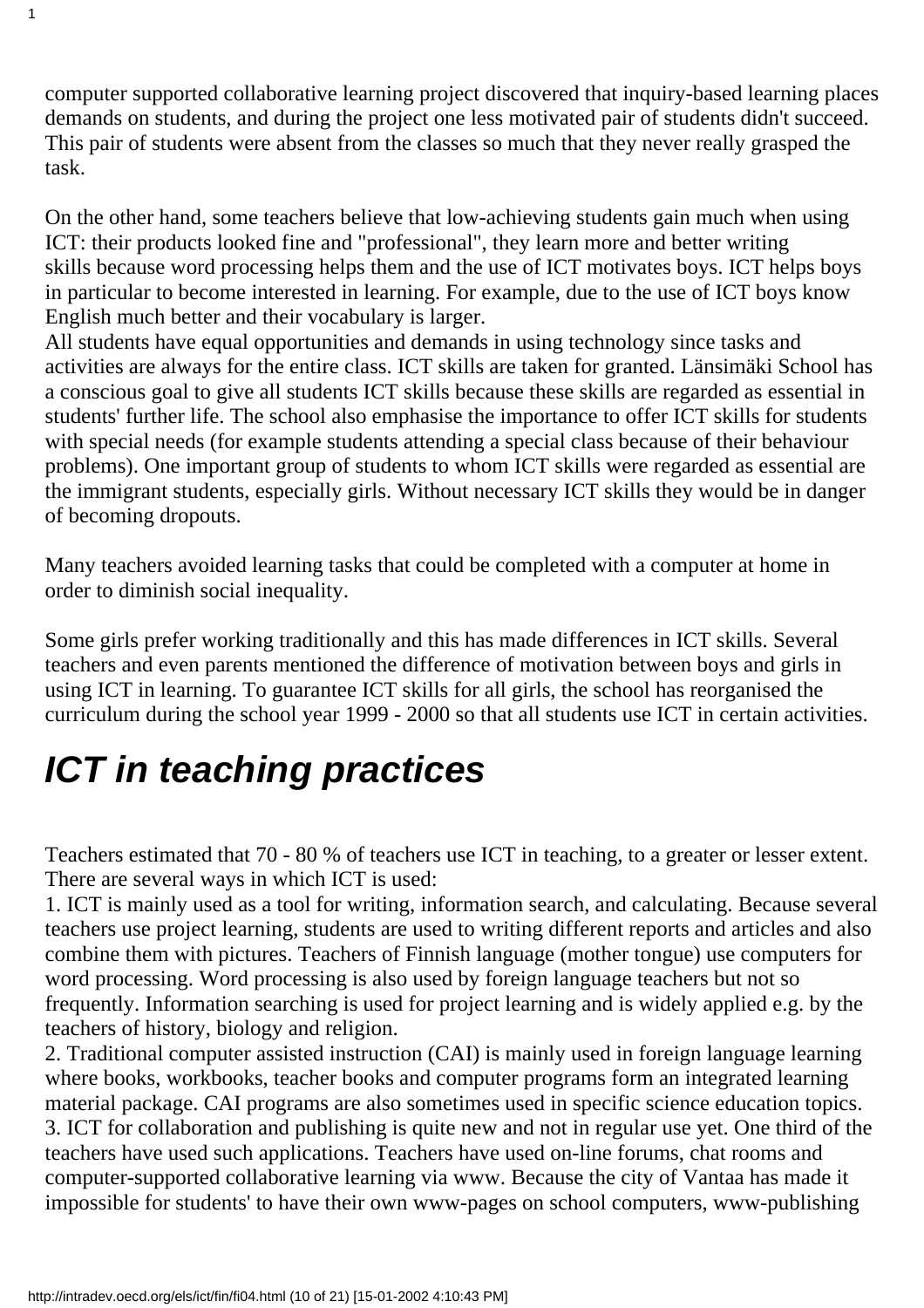computer supported collaborative learning project discovered that inquiry-based learning places demands on students, and during the project one less motivated pair of students didn't succeed. This pair of students were absent from the classes so much that they never really grasped the task.

On the other hand, some teachers believe that low-achieving students gain much when using ICT: their products looked fine and "professional", they learn more and better writing skills because word processing helps them and the use of ICT motivates boys. ICT helps boys in particular to become interested in learning. For example, due to the use of ICT boys know English much better and their vocabulary is larger.
All students have equal opportunities and demands in using technology since tasks and activities are always for the entire class. ICT skills are taken for granted. Länsimäki School has a conscious goal to give all students ICT skills because these skills are regarded as essential in students' further life. The school also emphasise the importance to offer ICT skills for students with special needs (for example students attending a special class because of their behaviour problems). One important group of students to whom ICT skills were regarded as essential are the immigrant students, especially girls. Without necessary ICT skills they would be in danger of becoming dropouts.

Many teachers avoided learning tasks that could be completed with a computer at home in order to diminish social inequality.

Some girls prefer working traditionally and this has made differences in ICT skills. Several teachers and even parents mentioned the difference of motivation between boys and girls in using ICT in learning. To guarantee ICT skills for all girls, the school has reorganised the curriculum during the school year 1999 - 2000 so that all students use ICT in certain activities.

# *ICT in teaching practices*

Teachers estimated that 70 - 80 % of teachers use ICT in teaching, to a greater or lesser extent. There are several ways in which ICT is used:
1. ICT is mainly used as a tool for writing, information search, and calculating. Because several teachers use project learning, students are used to writing different reports and articles and also combine them with pictures. Teachers of Finnish language (mother tongue) use computers for word processing. Word processing is also used by foreign language teachers but not so frequently. Information searching is used for project learning and is widely applied e.g. by the teachers of history, biology and religion.
2. Traditional computer assisted instruction (CAI) is mainly used in foreign language learning where books, workbooks, teacher books and computer programs form an integrated learning material package. CAI programs are also sometimes used in specific science education topics.
3. ICT for collaboration and publishing is quite new and not in regular use yet. One third of the teachers have used such applications. Teachers have used on-line forums, chat rooms and computer-supported collaborative learning via www. Because the city of Vantaa has made it impossible for students' to have their own www-pages on school computers, www-publishing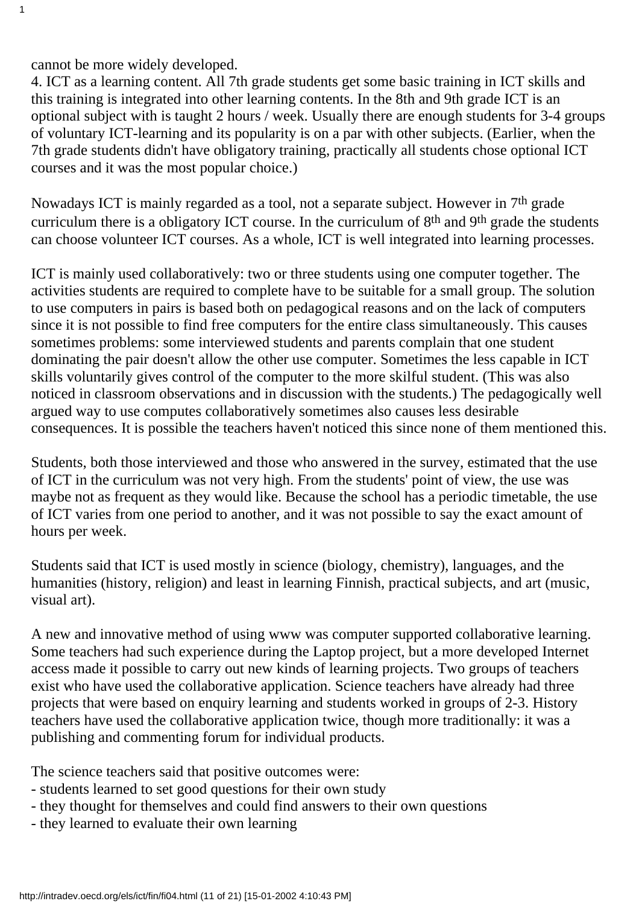cannot be more widely developed.
4. ICT as a learning content. All 7th grade students get some basic training in ICT skills and this training is integrated into other learning contents. In the 8th and 9th grade ICT is an optional subject with is taught 2 hours / week. Usually there are enough students for 3-4 groups of voluntary ICT-learning and its popularity is on a par with other subjects. (Earlier, when the 7th grade students didn't have obligatory training, practically all students chose optional ICT courses and it was the most popular choice.)

Nowadays ICT is mainly regarded as a tool, not a separate subject. However in 7th grade curriculum there is a obligatory ICT course. In the curriculum of 8th and 9th grade the students can choose volunteer ICT courses. As a whole, ICT is well integrated into learning processes.

ICT is mainly used collaboratively: two or three students using one computer together. The activities students are required to complete have to be suitable for a small group. The solution to use computers in pairs is based both on pedagogical reasons and on the lack of computers since it is not possible to find free computers for the entire class simultaneously. This causes sometimes problems: some interviewed students and parents complain that one student dominating the pair doesn't allow the other use computer. Sometimes the less capable in ICT skills voluntarily gives control of the computer to the more skilful student. (This was also noticed in classroom observations and in discussion with the students.) The pedagogically well argued way to use computes collaboratively sometimes also causes less desirable consequences. It is possible the teachers haven't noticed this since none of them mentioned this.

Students, both those interviewed and those who answered in the survey, estimated that the use of ICT in the curriculum was not very high. From the students' point of view, the use was maybe not as frequent as they would like. Because the school has a periodic timetable, the use of ICT varies from one period to another, and it was not possible to say the exact amount of hours per week.

Students said that ICT is used mostly in science (biology, chemistry), languages, and the humanities (history, religion) and least in learning Finnish, practical subjects, and art (music, visual art).

A new and innovative method of using www was computer supported collaborative learning. Some teachers had such experience during the Laptop project, but a more developed Internet access made it possible to carry out new kinds of learning projects. Two groups of teachers exist who have used the collaborative application. Science teachers have already had three projects that were based on enquiry learning and students worked in groups of 2-3. History teachers have used the collaborative application twice, though more traditionally: it was a publishing and commenting forum for individual products.

The science teachers said that positive outcomes were:
- students learned to set good questions for their own study
- they thought for themselves and could find answers to their own questions
- they learned to evaluate their own learning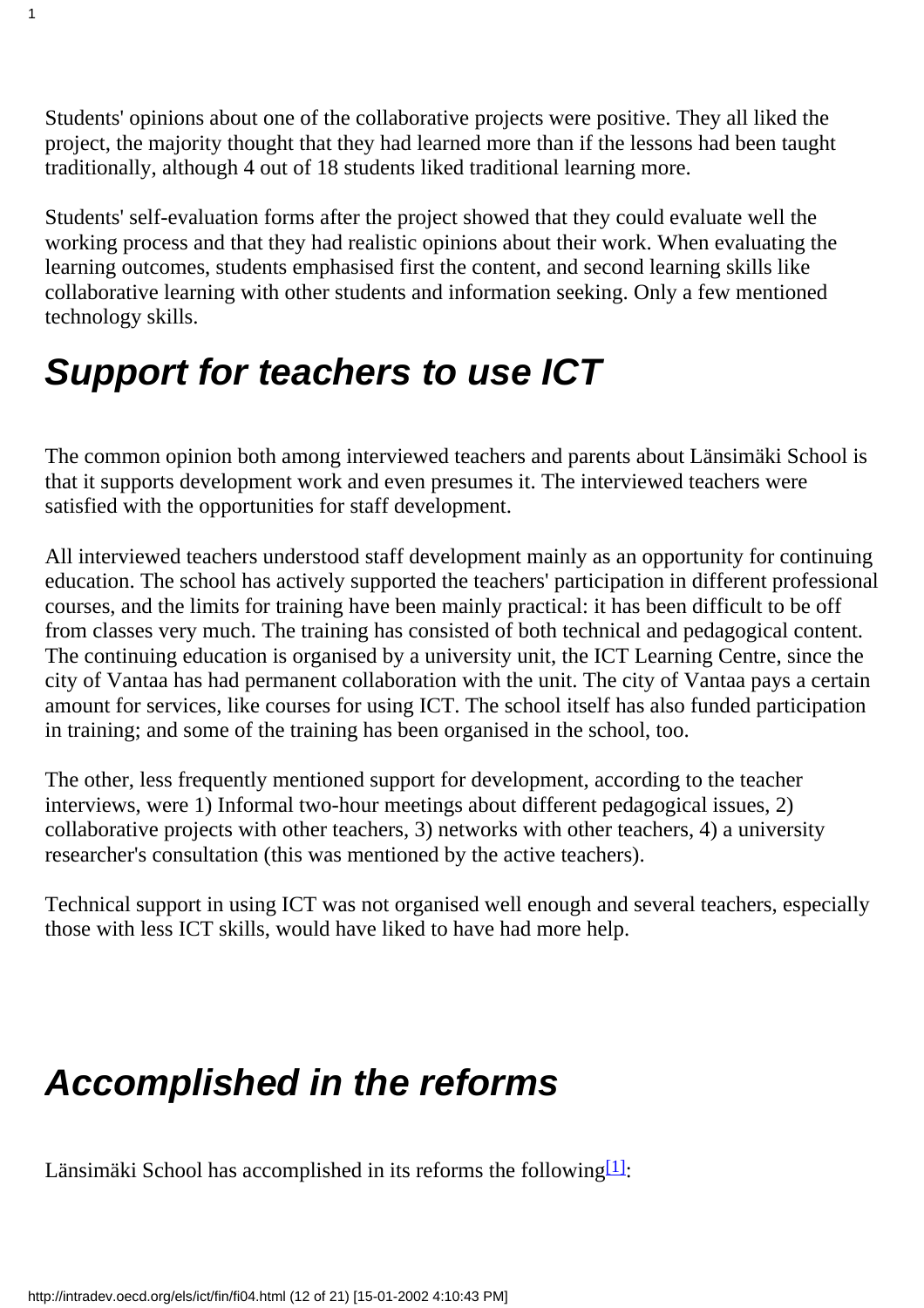Students' opinions about one of the collaborative projects were positive. They all liked the project, the majority thought that they had learned more than if the lessons had been taught traditionally, although 4 out of 18 students liked traditional learning more.

Students' self-evaluation forms after the project showed that they could evaluate well the working process and that they had realistic opinions about their work. When evaluating the learning outcomes, students emphasised first the content, and second learning skills like collaborative learning with other students and information seeking. Only a few mentioned technology skills.

## Support for teachers to use ICT

The common opinion both among interviewed teachers and parents about Länsimäki School is that it supports development work and even presumes it. The interviewed teachers were satisfied with the opportunities for staff development.

All interviewed teachers understood staff development mainly as an opportunity for continuing education. The school has actively supported the teachers' participation in different professional courses, and the limits for training have been mainly practical: it has been difficult to be off from classes very much. The training has consisted of both technical and pedagogical content. The continuing education is organised by a university unit, the ICT Learning Centre, since the city of Vantaa has had permanent collaboration with the unit. The city of Vantaa pays a certain amount for services, like courses for using ICT. The school itself has also funded participation in training; and some of the training has been organised in the school, too.

The other, less frequently mentioned support for development, according to the teacher interviews, were 1) Informal two-hour meetings about different pedagogical issues, 2) collaborative projects with other teachers, 3) networks with other teachers, 4) a university researcher's consultation (this was mentioned by the active teachers).

Technical support in using ICT was not organised well enough and several teachers, especially those with less ICT skills, would have liked to have had more help.

## Accomplished in the reforms

Länsimäki School has accomplished in its reforms the following[1]: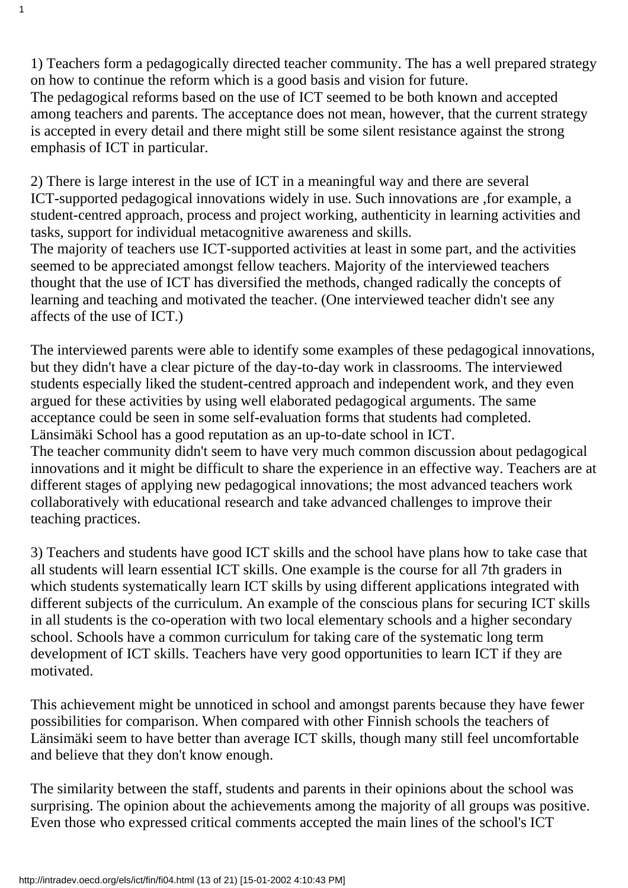1) Teachers form a pedagogically directed teacher community. The has a well prepared strategy on how to continue the reform which is a good basis and vision for future.
The pedagogical reforms based on the use of ICT seemed to be both known and accepted among teachers and parents. The acceptance does not mean, however, that the current strategy is accepted in every detail and there might still be some silent resistance against the strong emphasis of ICT in particular.

2) There is large interest in the use of ICT in a meaningful way and there are several ICT-supported pedagogical innovations widely in use. Such innovations are ,for example, a student-centred approach, process and project working, authenticity in learning activities and tasks, support for individual metacognitive awareness and skills.
The majority of teachers use ICT-supported activities at least in some part, and the activities seemed to be appreciated amongst fellow teachers. Majority of the interviewed teachers thought that the use of ICT has diversified the methods, changed radically the concepts of learning and teaching and motivated the teacher. (One interviewed teacher didn't see any affects of the use of ICT.)

The interviewed parents were able to identify some examples of these pedagogical innovations, but they didn't have a clear picture of the day-to-day work in classrooms. The interviewed students especially liked the student-centred approach and independent work, and they even argued for these activities by using well elaborated pedagogical arguments. The same acceptance could be seen in some self-evaluation forms that students had completed.
Länsimäki School has a good reputation as an up-to-date school in ICT.
The teacher community didn't seem to have very much common discussion about pedagogical innovations and it might be difficult to share the experience in an effective way. Teachers are at different stages of applying new pedagogical innovations; the most advanced teachers work collaboratively with educational research and take advanced challenges to improve their teaching practices.

3) Teachers and students have good ICT skills and the school have plans how to take case that all students will learn essential ICT skills. One example is the course for all 7th graders in which students systematically learn ICT skills by using different applications integrated with different subjects of the curriculum. An example of the conscious plans for securing ICT skills in all students is the co-operation with two local elementary schools and a higher secondary school. Schools have a common curriculum for taking care of the systematic long term development of ICT skills. Teachers have very good opportunities to learn ICT if they are motivated.

This achievement might be unnoticed in school and amongst parents because they have fewer possibilities for comparison. When compared with other Finnish schools the teachers of Länsimäki seem to have better than average ICT skills, though many still feel uncomfortable and believe that they don't know enough.

The similarity between the staff, students and parents in their opinions about the school was surprising. The opinion about the achievements among the majority of all groups was positive. Even those who expressed critical comments accepted the main lines of the school's ICT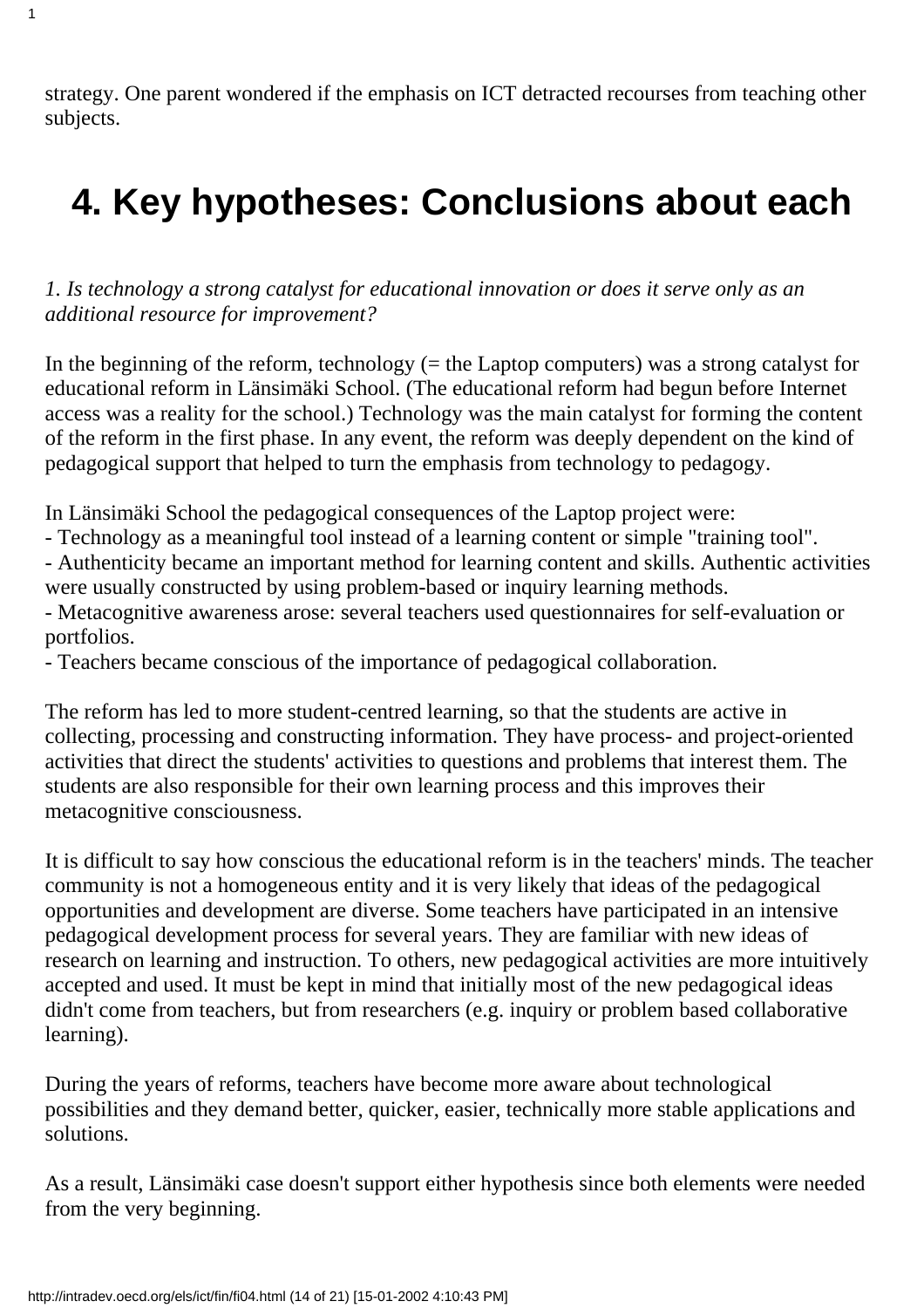strategy. One parent wondered if the emphasis on ICT detracted recourses from teaching other subjects.

# 4. Key hypotheses: Conclusions about each

*1. Is technology a strong catalyst for educational innovation or does it serve only as an additional resource for improvement?*

In the beginning of the reform, technology (= the Laptop computers) was a strong catalyst for educational reform in Länsimäki School. (The educational reform had begun before Internet access was a reality for the school.) Technology was the main catalyst for forming the content of the reform in the first phase. In any event, the reform was deeply dependent on the kind of pedagogical support that helped to turn the emphasis from technology to pedagogy.

In Länsimäki School the pedagogical consequences of the Laptop project were:
- Technology as a meaningful tool instead of a learning content or simple "training tool".
- Authenticity became an important method for learning content and skills. Authentic activities were usually constructed by using problem-based or inquiry learning methods.
- Metacognitive awareness arose: several teachers used questionnaires for self-evaluation or portfolios.
- Teachers became conscious of the importance of pedagogical collaboration.

The reform has led to more student-centred learning, so that the students are active in collecting, processing and constructing information. They have process- and project-oriented activities that direct the students' activities to questions and problems that interest them. The students are also responsible for their own learning process and this improves their metacognitive consciousness.

It is difficult to say how conscious the educational reform is in the teachers' minds. The teacher community is not a homogeneous entity and it is very likely that ideas of the pedagogical opportunities and development are diverse. Some teachers have participated in an intensive pedagogical development process for several years. They are familiar with new ideas of research on learning and instruction. To others, new pedagogical activities are more intuitively accepted and used. It must be kept in mind that initially most of the new pedagogical ideas didn't come from teachers, but from researchers (e.g. inquiry or problem based collaborative learning).

During the years of reforms, teachers have become more aware about technological possibilities and they demand better, quicker, easier, technically more stable applications and solutions.

As a result, Länsimäki case doesn't support either hypothesis since both elements were needed from the very beginning.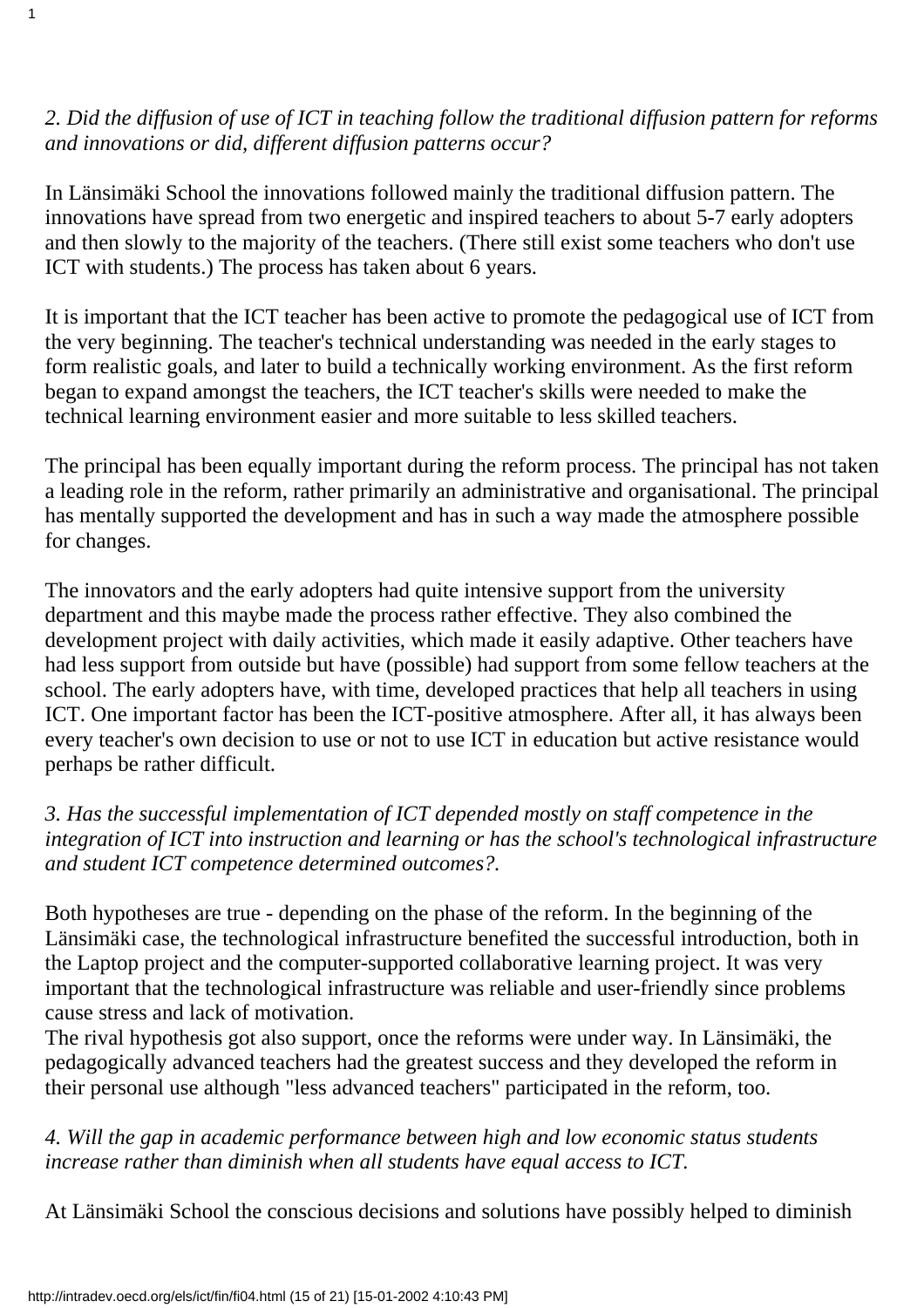*2. Did the diffusion of use of ICT in teaching follow the traditional diffusion pattern for reforms and innovations or did, different diffusion patterns occur?*

In Länsimäki School the innovations followed mainly the traditional diffusion pattern. The innovations have spread from two energetic and inspired teachers to about 5-7 early adopters and then slowly to the majority of the teachers. (There still exist some teachers who don't use ICT with students.) The process has taken about 6 years.

It is important that the ICT teacher has been active to promote the pedagogical use of ICT from the very beginning. The teacher's technical understanding was needed in the early stages to form realistic goals, and later to build a technically working environment. As the first reform began to expand amongst the teachers, the ICT teacher's skills were needed to make the technical learning environment easier and more suitable to less skilled teachers.

The principal has been equally important during the reform process. The principal has not taken a leading role in the reform, rather primarily an administrative and organisational. The principal has mentally supported the development and has in such a way made the atmosphere possible for changes.

The innovators and the early adopters had quite intensive support from the university department and this maybe made the process rather effective. They also combined the development project with daily activities, which made it easily adaptive. Other teachers have had less support from outside but have (possible) had support from some fellow teachers at the school. The early adopters have, with time, developed practices that help all teachers in using ICT. One important factor has been the ICT-positive atmosphere. After all, it has always been every teacher's own decision to use or not to use ICT in education but active resistance would perhaps be rather difficult.

*3. Has the successful implementation of ICT depended mostly on staff competence in the integration of ICT into instruction and learning or has the school's technological infrastructure and student ICT competence determined outcomes?.*

Both hypotheses are true - depending on the phase of the reform. In the beginning of the Länsimäki case, the technological infrastructure benefited the successful introduction, both in the Laptop project and the computer-supported collaborative learning project. It was very important that the technological infrastructure was reliable and user-friendly since problems cause stress and lack of motivation.
The rival hypothesis got also support, once the reforms were under way. In Länsimäki, the pedagogically advanced teachers had the greatest success and they developed the reform in their personal use although "less advanced teachers" participated in the reform, too.

*4. Will the gap in academic performance between high and low economic status students increase rather than diminish when all students have equal access to ICT.*

At Länsimäki School the conscious decisions and solutions have possibly helped to diminish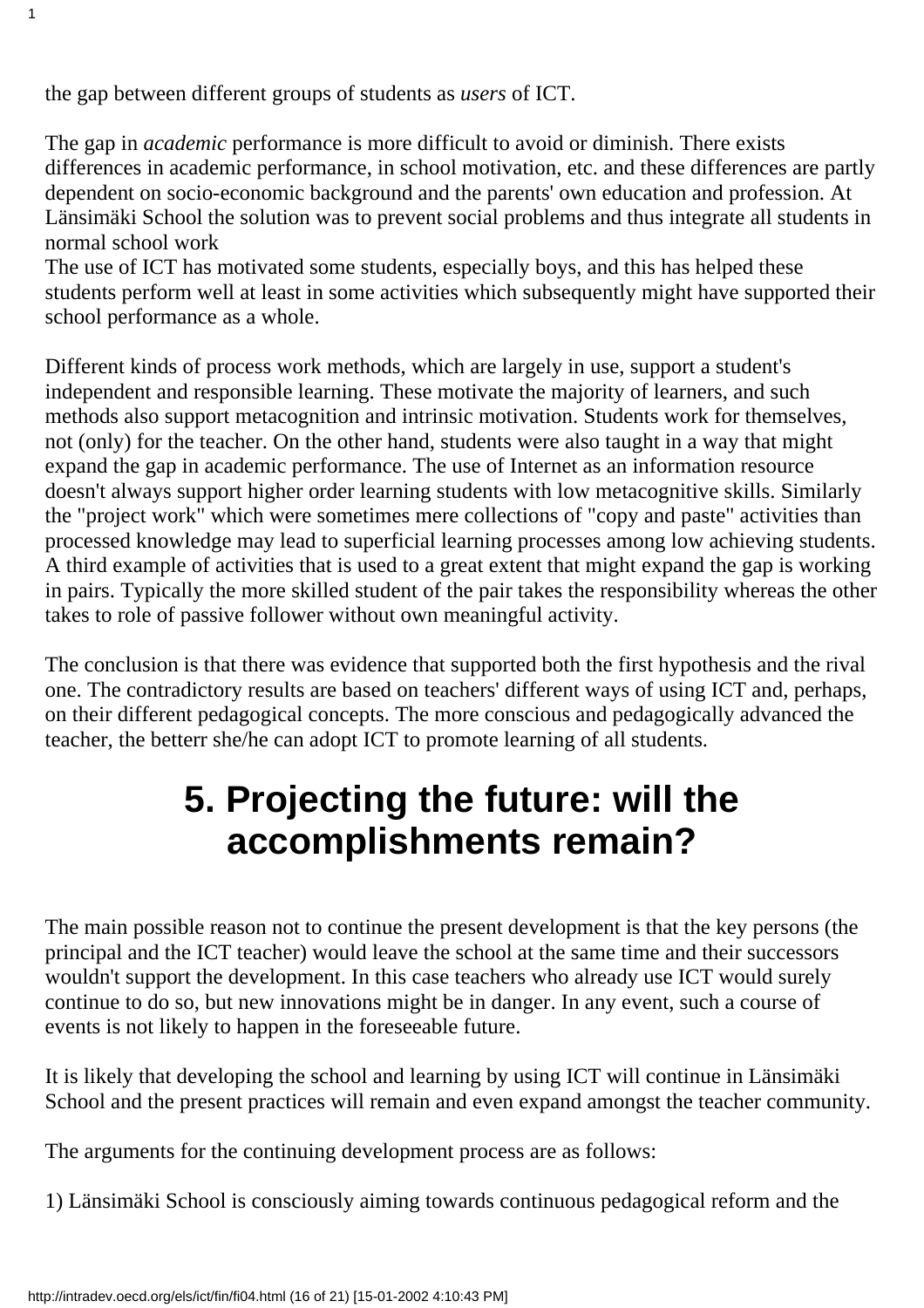the gap between different groups of students as *users* of ICT.

The gap in *academic* performance is more difficult to avoid or diminish. There exists differences in academic performance, in school motivation, etc. and these differences are partly dependent on socio-economic background and the parents' own education and profession. At Länsimäki School the solution was to prevent social problems and thus integrate all students in normal school work
The use of ICT has motivated some students, especially boys, and this has helped these students perform well at least in some activities which subsequently might have supported their school performance as a whole.

Different kinds of process work methods, which are largely in use, support a student's independent and responsible learning. These motivate the majority of learners, and such methods also support metacognition and intrinsic motivation. Students work for themselves, not (only) for the teacher. On the other hand, students were also taught in a way that might expand the gap in academic performance. The use of Internet as an information resource doesn't always support higher order learning students with low metacognitive skills. Similarly the "project work" which were sometimes mere collections of "copy and paste" activities than processed knowledge may lead to superficial learning processes among low achieving students. A third example of activities that is used to a great extent that might expand the gap is working in pairs. Typically the more skilled student of the pair takes the responsibility whereas the other takes to role of passive follower without own meaningful activity.

The conclusion is that there was evidence that supported both the first hypothesis and the rival one. The contradictory results are based on teachers' different ways of using ICT and, perhaps, on their different pedagogical concepts. The more conscious and pedagogically advanced the teacher, the betterr she/he can adopt ICT to promote learning of all students.

# 5. Projecting the future: will the accomplishments remain?

The main possible reason not to continue the present development is that the key persons (the principal and the ICT teacher) would leave the school at the same time and their successors wouldn't support the development. In this case teachers who already use ICT would surely continue to do so, but new innovations might be in danger. In any event, such a course of events is not likely to happen in the foreseeable future.

It is likely that developing the school and learning by using ICT will continue in Länsimäki School and the present practices will remain and even expand amongst the teacher community.

The arguments for the continuing development process are as follows:

1) Länsimäki School is consciously aiming towards continuous pedagogical reform and the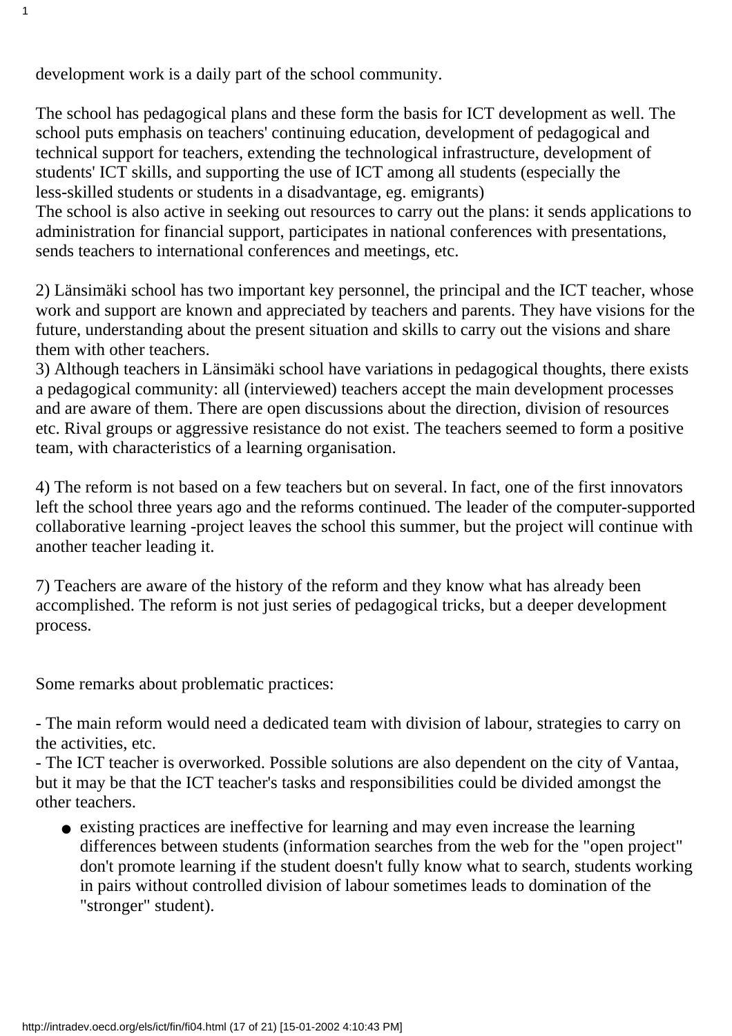development work is a daily part of the school community.

The school has pedagogical plans and these form the basis for ICT development as well. The school puts emphasis on teachers' continuing education, development of pedagogical and technical support for teachers, extending the technological infrastructure, development of students' ICT skills, and supporting the use of ICT among all students (especially the less-skilled students or students in a disadvantage, eg. emigrants)
The school is also active in seeking out resources to carry out the plans: it sends applications to administration for financial support, participates in national conferences with presentations, sends teachers to international conferences and meetings, etc.

2) Länsimäki school has two important key personnel, the principal and the ICT teacher, whose work and support are known and appreciated by teachers and parents. They have visions for the future, understanding about the present situation and skills to carry out the visions and share them with other teachers.
3) Although teachers in Länsimäki school have variations in pedagogical thoughts, there exists a pedagogical community: all (interviewed) teachers accept the main development processes and are aware of them. There are open discussions about the direction, division of resources etc. Rival groups or aggressive resistance do not exist. The teachers seemed to form a positive team, with characteristics of a learning organisation.

4) The reform is not based on a few teachers but on several. In fact, one of the first innovators left the school three years ago and the reforms continued. The leader of the computer-supported collaborative learning -project leaves the school this summer, but the project will continue with another teacher leading it.

7) Teachers are aware of the history of the reform and they know what has already been accomplished. The reform is not just series of pedagogical tricks, but a deeper development process.

Some remarks about problematic practices:

- The main reform would need a dedicated team with division of labour, strategies to carry on the activities, etc.
- The ICT teacher is overworked. Possible solutions are also dependent on the city of Vantaa, but it may be that the ICT teacher's tasks and responsibilities could be divided amongst the other teachers.

- existing practices are ineffective for learning and may even increase the learning differences between students (information searches from the web for the "open project" don't promote learning if the student doesn't fully know what to search, students working in pairs without controlled division of labour sometimes leads to domination of the "stronger" student).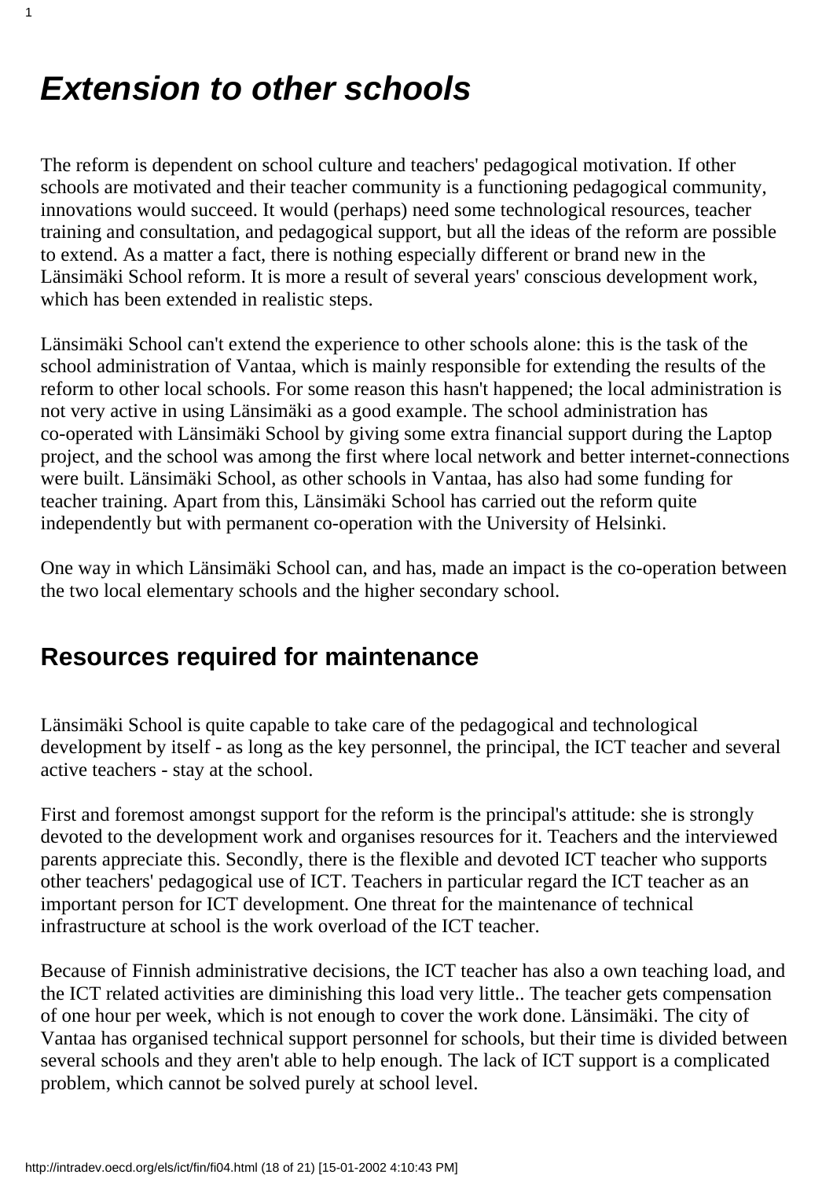# *Extension to other schools*

The reform is dependent on school culture and teachers' pedagogical motivation. If other schools are motivated and their teacher community is a functioning pedagogical community, innovations would succeed. It would (perhaps) need some technological resources, teacher training and consultation, and pedagogical support, but all the ideas of the reform are possible to extend. As a matter a fact, there is nothing especially different or brand new in the Länsimäki School reform. It is more a result of several years' conscious development work, which has been extended in realistic steps.

Länsimäki School can't extend the experience to other schools alone: this is the task of the school administration of Vantaa, which is mainly responsible for extending the results of the reform to other local schools. For some reason this hasn't happened; the local administration is not very active in using Länsimäki as a good example. The school administration has co-operated with Länsimäki School by giving some extra financial support during the Laptop project, and the school was among the first where local network and better internet-connections were built. Länsimäki School, as other schools in Vantaa, has also had some funding for teacher training. Apart from this, Länsimäki School has carried out the reform quite independently but with permanent co-operation with the University of Helsinki.

One way in which Länsimäki School can, and has, made an impact is the co-operation between the two local elementary schools and the higher secondary school.

## Resources required for maintenance

Länsimäki School is quite capable to take care of the pedagogical and technological development by itself - as long as the key personnel, the principal, the ICT teacher and several active teachers - stay at the school.

First and foremost amongst support for the reform is the principal's attitude: she is strongly devoted to the development work and organises resources for it. Teachers and the interviewed parents appreciate this. Secondly, there is the flexible and devoted ICT teacher who supports other teachers' pedagogical use of ICT. Teachers in particular regard the ICT teacher as an important person for ICT development. One threat for the maintenance of technical infrastructure at school is the work overload of the ICT teacher.

Because of Finnish administrative decisions, the ICT teacher has also a own teaching load, and the ICT related activities are diminishing this load very little.. The teacher gets compensation of one hour per week, which is not enough to cover the work done. Länsimäki. The city of Vantaa has organised technical support personnel for schools, but their time is divided between several schools and they aren't able to help enough. The lack of ICT support is a complicated problem, which cannot be solved purely at school level.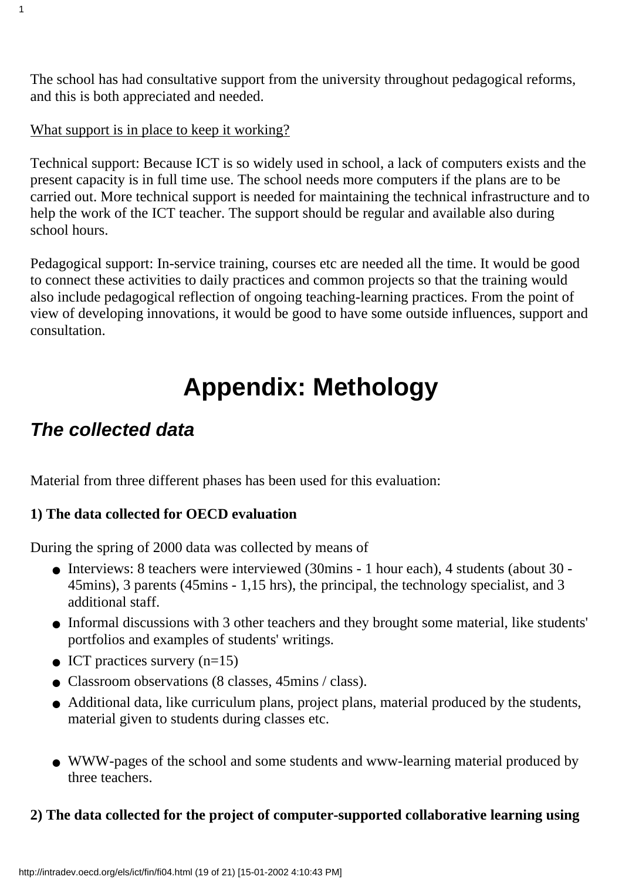The school has had consultative support from the university throughout pedagogical reforms, and this is both appreciated and needed.

<u>What support is in place to keep it working?</u>

Technical support: Because ICT is so widely used in school, a lack of computers exists and the present capacity is in full time use. The school needs more computers if the plans are to be carried out. More technical support is needed for maintaining the technical infrastructure and to help the work of the ICT teacher. The support should be regular and available also during school hours.

Pedagogical support: In-service training, courses etc are needed all the time. It would be good to connect these activities to daily practices and common projects so that the training would also include pedagogical reflection of ongoing teaching-learning practices. From the point of view of developing innovations, it would be good to have some outside influences, support and consultation.

# Appendix: Methology

## *The collected data*

Material from three different phases has been used for this evaluation:

**1) The data collected for OECD evaluation**

During the spring of 2000 data was collected by means of

- Interviews: 8 teachers were interviewed (30mins - 1 hour each), 4 students (about 30 - 45mins), 3 parents (45mins - 1,15 hrs), the principal, the technology specialist, and 3 additional staff.
- Informal discussions with 3 other teachers and they brought some material, like students' portfolios and examples of students' writings.
- ICT practices survery (n=15)
- Classroom observations (8 classes, 45mins / class).
- Additional data, like curriculum plans, project plans, material produced by the students, material given to students during classes etc.
- WWW-pages of the school and some students and www-learning material produced by three teachers.

**2) The data collected for the project of computer-supported collaborative learning using**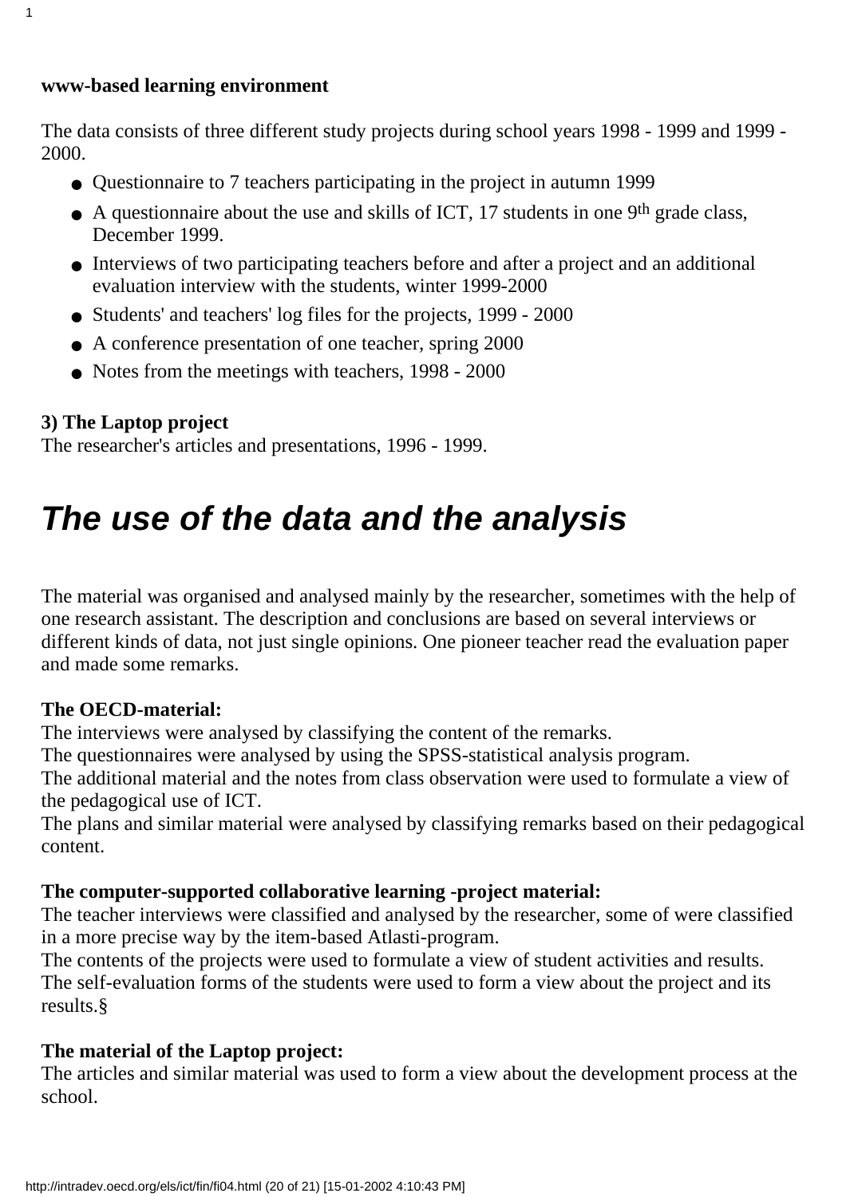**www-based learning environment**

The data consists of three different study projects during school years 1998 - 1999 and 1999 - 2000.

- Questionnaire to 7 teachers participating in the project in autumn 1999
- A questionnaire about the use and skills of ICT, 17 students in one 9th grade class, December 1999.
- Interviews of two participating teachers before and after a project and an additional evaluation interview with the students, winter 1999-2000
- Students' and teachers' log files for the projects, 1999 - 2000
- A conference presentation of one teacher, spring 2000
- Notes from the meetings with teachers, 1998 - 2000

**3) The Laptop project**
The researcher's articles and presentations, 1996 - 1999.

# *The use of the data and the analysis*

The material was organised and analysed mainly by the researcher, sometimes with the help of one research assistant. The description and conclusions are based on several interviews or different kinds of data, not just single opinions. One pioneer teacher read the evaluation paper and made some remarks.

**The OECD-material:**
The interviews were analysed by classifying the content of the remarks.
The questionnaires were analysed by using the SPSS-statistical analysis program.
The additional material and the notes from class observation were used to formulate a view of the pedagogical use of ICT.
The plans and similar material were analysed by classifying remarks based on their pedagogical content.

**The computer-supported collaborative learning -project material:**
The teacher interviews were classified and analysed by the researcher, some of were classified in a more precise way by the item-based Atlasti-program.
The contents of the projects were used to formulate a view of student activities and results.
The self-evaluation forms of the students were used to form a view about the project and its results.§

**The material of the Laptop project:**
The articles and similar material was used to form a view about the development process at the school.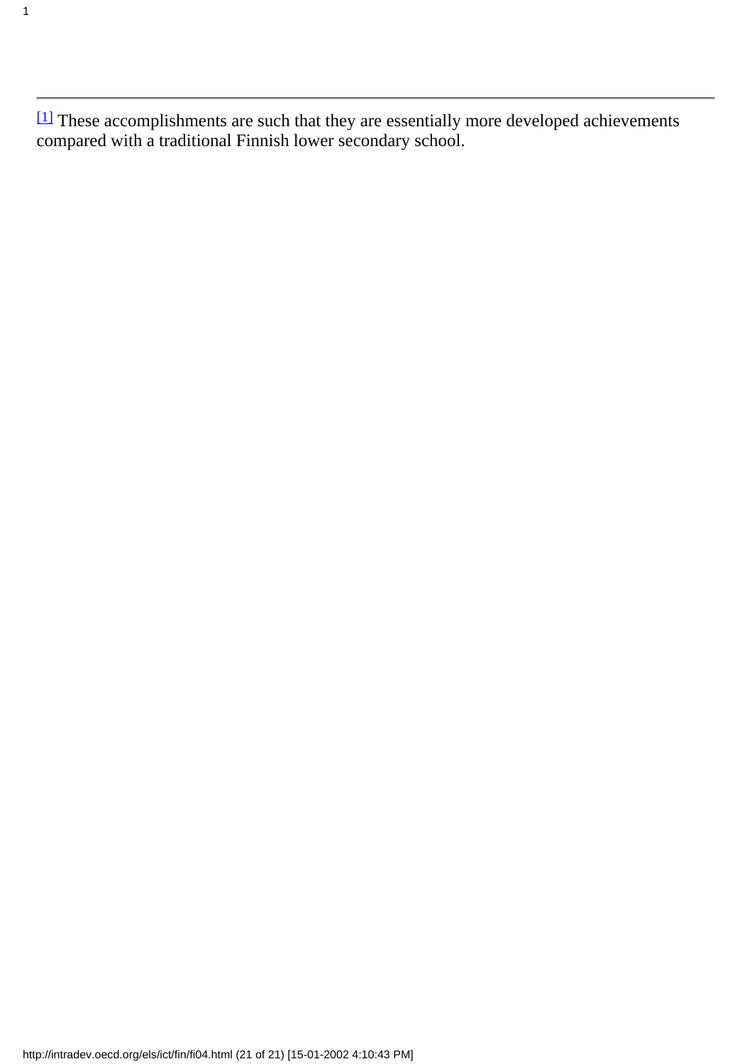---

[1] These accomplishments are such that they are essentially more developed achievements compared with a traditional Finnish lower secondary school.